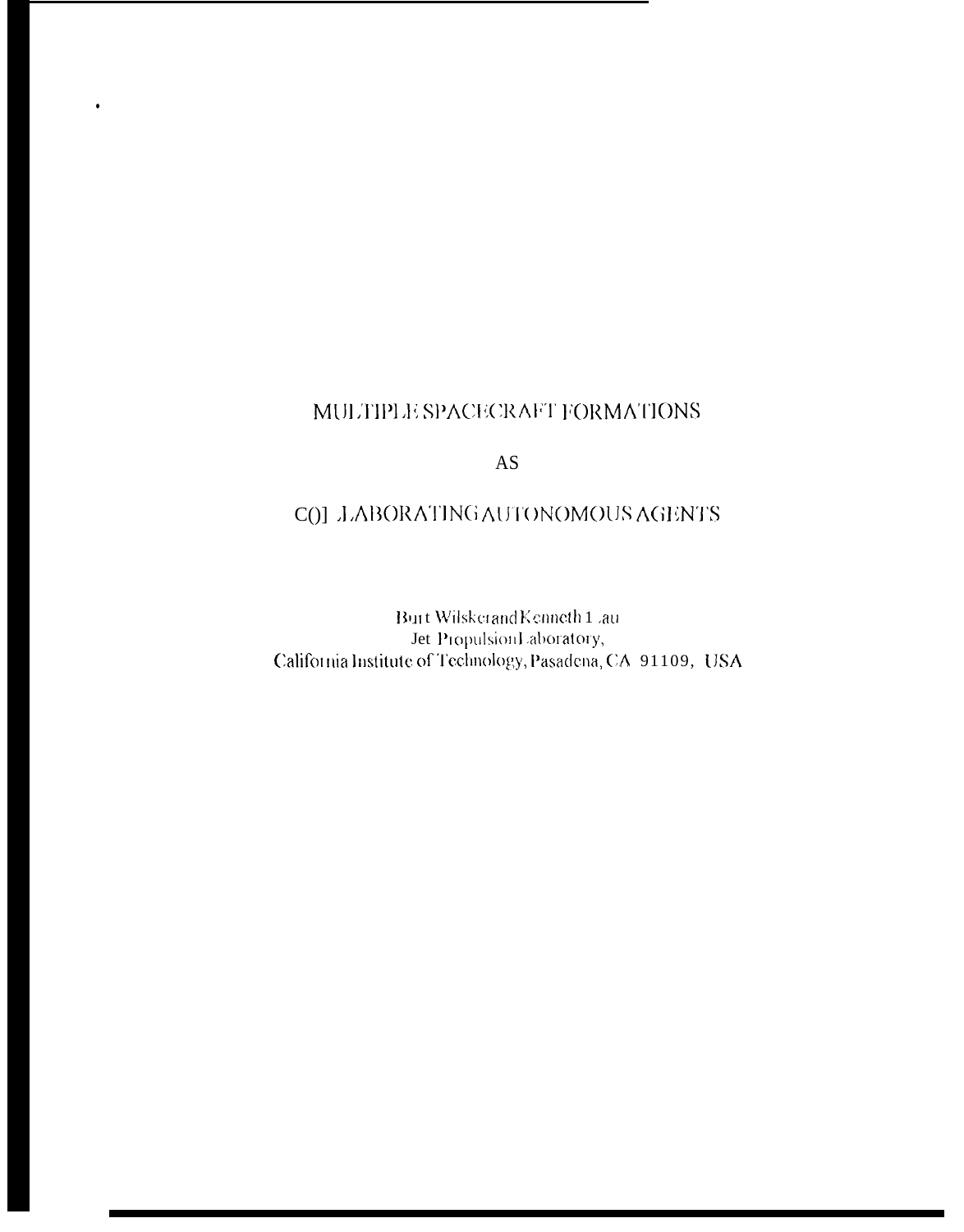# MULTIPLE SPACECRAFT FORMATIONS

# AS

# COLLABORATING AUTONOMOUS AGENTS

Burt Wilsker and Kenneth Lau
Jet Propulsion Laboratory,
California Institute of Technology, Pasadena, CA 91109, USA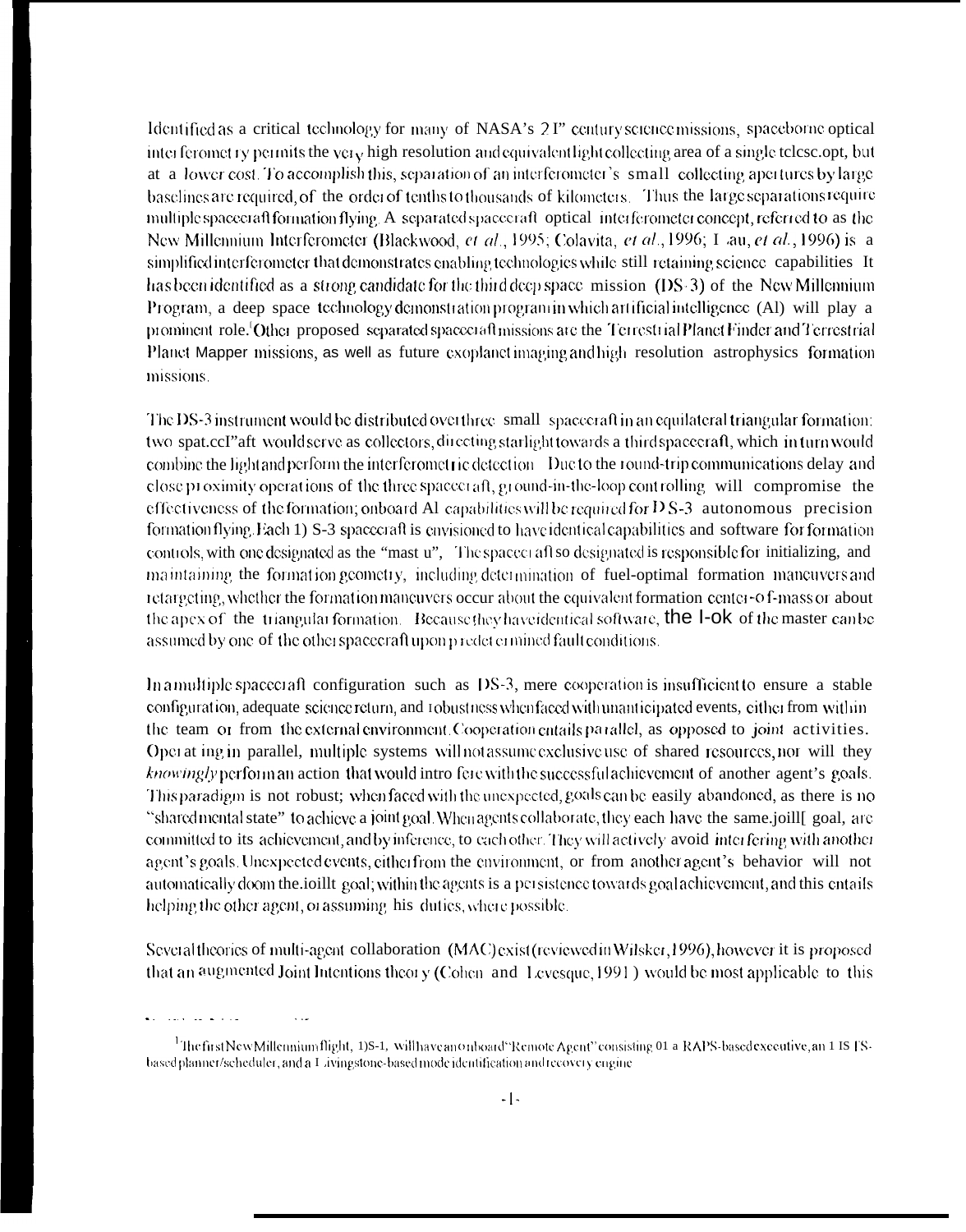Identified as a critical technology for many of NASA's 21st century science missions, spaceborne optical interferometry permits the very high resolution and equivalent light collecting area of a single telescope, but at a lower cost. To accomplish this, separation of an interferometer's small collecting apertures by large baselines are required, of the order of tenths to thousands of kilometers. Thus the large separations require multiple spacecraft formation flying. A separated spacecraft optical interferometer concept, referred to as the New Millennium Interferometer (Blackwood, *et al.*, 1995; Colavita, *et al.*, 1996; Lau, *et al.*, 1996) is a simplified interferometer that demonstrates enabling technologies while still retaining science capabilities. It has been identified as a strong candidate for the third deep space mission (DS-3) of the New Millennium Program, a deep space technology demonstration program in which artificial intelligence (AI) will play a prominent role.[1] Other proposed separated spacecraft missions are the Terrestrial Planet Finder and Terrestrial Planet Mapper missions, as well as future exoplanet imaging and high resolution astrophysics formation missions.

The DS-3 instrument would be distributed over three small spacecraft in an equilateral triangular formation: two spacecraft would serve as collectors, directing starlight towards a third spacecraft, which in turn would combine the light and perform the interferometric detection. Due to the round-trip communications delay and close proximity operations of the three spacecraft, ground-in-the-loop controlling will compromise the effectiveness of the formation; onboard AI capabilities will be required for DS-3 autonomous precision formation flying. Each DS-3 spacecraft is envisioned to have identical capabilities and software for formation controls, with one designated as the "master". The spacecraft so designated is responsible for initializing, and maintaining the formation geometry, including determination of fuel-optimal formation maneuvers and retargeting, whether the formation maneuvers occur about the equivalent formation center-of-mass or about the apex of the triangular formation. Because they have identical software, the role of the master can be assumed by one of the other spacecraft upon predetermined fault conditions.

In a multiple spacecraft configuration such as DS-3, mere cooperation is insufficient to ensure a stable configuration, adequate science return, and robustness when faced with unanticipated events, either from within the team or from the external environment. Cooperation entails parallel, as opposed to *joint* activities. Operating in parallel, multiple systems will not assume exclusive use of shared resources, nor will they *knowingly* perform an action that would interfere with the successful achievement of another agent's goals. This paradigm is not robust; when faced with the unexpected, goals can be easily abandoned, as there is no "shared mental state" to achieve a joint goal. When agents collaborate, they each have the same joint goal, are committed to its achievement, and by inference, to each other. They will actively avoid *interfering* with another agent's goals. Unexpected events, either from the environment, or from another agent's behavior will not automatically doom the joint goal; within the agents is a persistence towards goal achievement, and this entails helping the other agent, or assuming his duties, where possible.

Several theories of multi-agent collaboration (MAC) exist (reviewed in Wilsker, 1996), however it is proposed that an augmented Joint Intentions theory (Cohen and Levesque, 1991) would be most applicable to this

[1] The first New Millennium flight, DS-1, will have an onboard "Remote Agent" consisting of a RAPS-based executive, an HSTS-based planner/scheduler, and a Livingstone-based mode identification and recovery engine.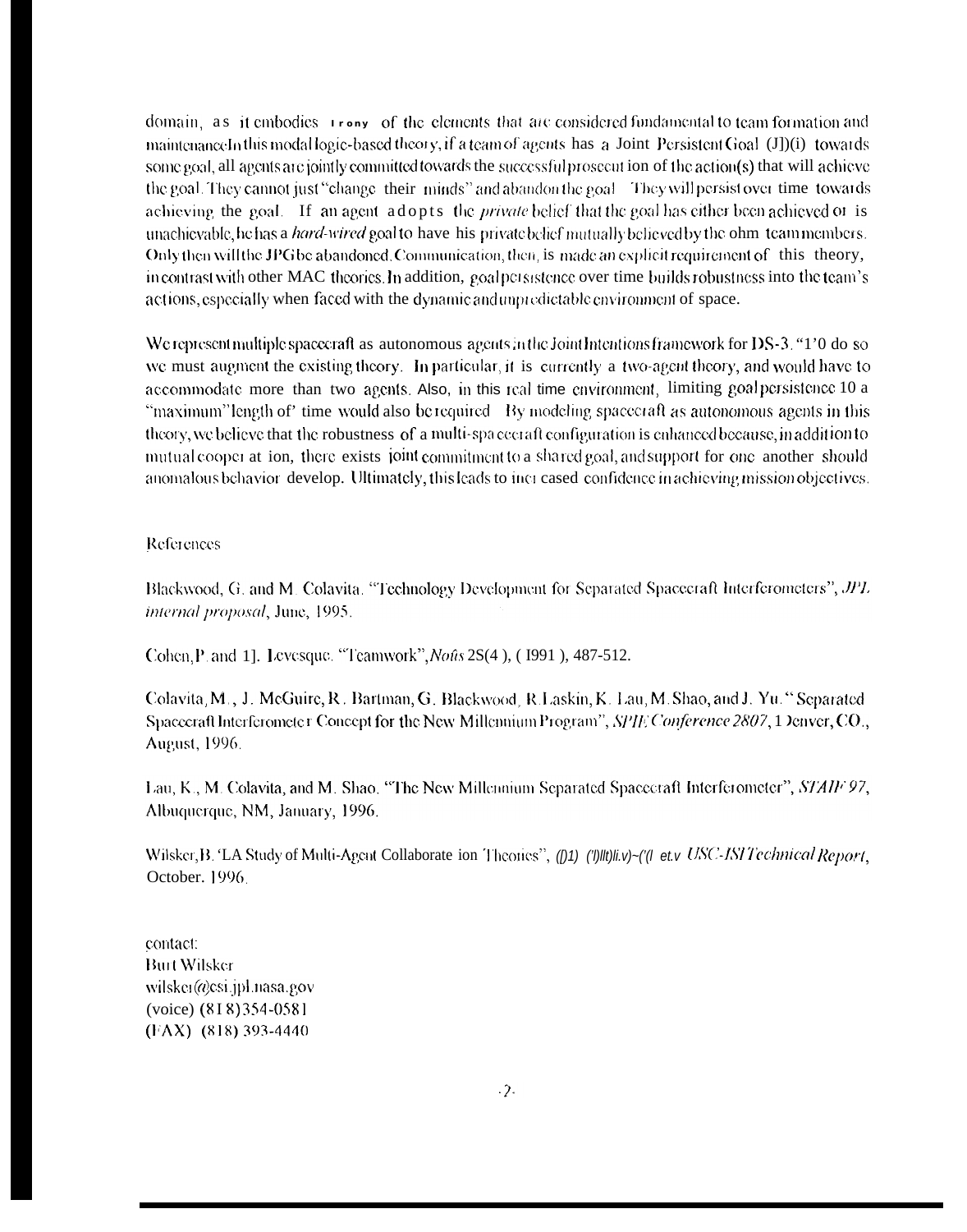domain, as it embodies irony of the elements that are considered fundamental to team formation and maintenance. In this modal logic-based theory, if a team of agents has a Joint Persistent Goal (JPG) towards some goal, all agents are jointly committed towards the successful prosecution of the action(s) that will achieve the goal. They cannot just "change their minds" and abandon the goal. They will persist over time towards achieving the goal. If an agent adopts the *private* belief that the goal has either been achieved or is unachievable, he has a *hard-wired* goal to have his private belief mutually believed by the other team members. Only then will the JPG be abandoned. Communication, then, is made an explicit requirement of this theory, in contrast with other MAC theories. In addition, goal persistence over time builds robustness into the team's actions, especially when faced with the dynamic and unpredictable environment of space.

We represent multiple spacecraft as autonomous agents in the Joint Intentions framework for DS-3. "To do so we must augment the existing theory. In particular, it is currently a two-agent theory, and would have to accommodate more than two agents. Also, in this real time environment, limiting goal persistence to a "maximum" length of time would also be required. By modeling spacecraft as autonomous agents in this theory, we believe that the robustness of a multi-spacecraft configuration is enhanced because, in addition to mutual cooperation, there exists joint commitment to a shared goal, and support for one another should anomalous behavior develop. Ultimately, this leads to increased confidence in achieving mission objectives.

References

Blackwood, G. and M. Colavita. "Technology Development for Separated Spacecraft Interferometers", *JPL internal proposal*, June, 1995.

Cohen, P. and H. Levesque. "Teamwork", *Noûs* 25(4), (1991), 487-512.

Colavita, M., J. McGuire, R. Bartman, G. Blackwood, R. Laskin, K. Lau, M. Shao, and J. Yu. "Separated Spacecraft Interferometer Concept for the New Millennium Program", *SPIE Conference 2807*, Denver, CO., August, 1996.

Lau, K., M. Colavita, and M. Shao. "The New Millennium Separated Spacecraft Interferometer", *STAIF 97*, Albuquerque, NM, January, 1996.

Wilsker, B. "A Study of Multi-Agent Collaboration Theories", (])1) ('l)llt)li.v)~('(l et.v *USC-ISI Technical Report*, October. 1996.

contact:
Burt Wilsker
wilsker@csi.jpl.nasa.gov
(voice) (818)354-0581
(FAX) (818) 393-4440